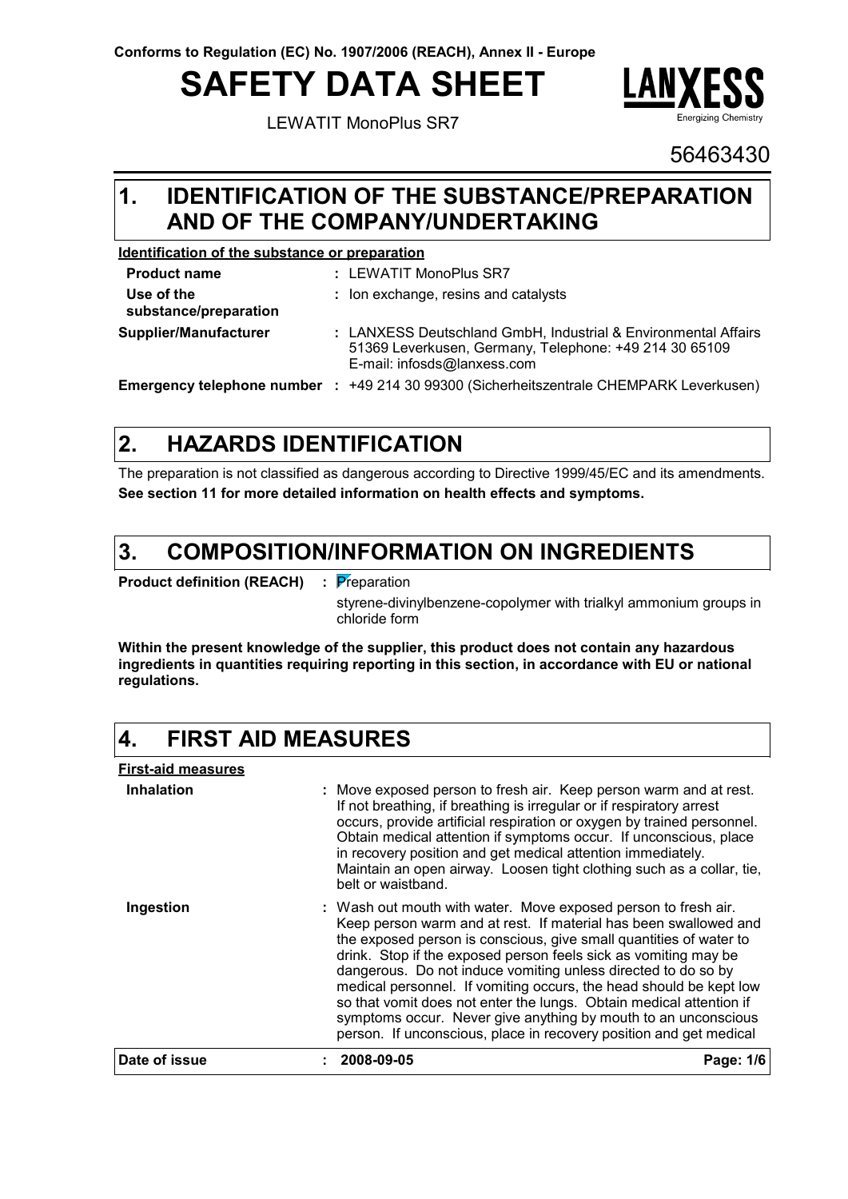Conforms to Regulation (EC) No. 1907/2006 (REACH), Annex II - Europe

# SAFETY DATA SHEET

LEWATIT MonoPlus SR7

LANXESS Energizing Chemistry

56463430

## 1. IDENTIFICATION OF THE SUBSTANCE/PREPARATION AND OF THE COMPANY/UNDERTAKING

**Identification of the substance or preparation**

| | |
|---|---|
| **Product name** | : LEWATIT MonoPlus SR7 |
| **Use of the substance/preparation** | : Ion exchange, resins and catalysts |
| **Supplier/Manufacturer** | : LANXESS Deutschland GmbH, Industrial & Environmental Affairs 51369 Leverkusen, Germany, Telephone: +49 214 30 65109 E-mail: infosds@lanxess.com |
| **Emergency telephone number** | : +49 214 30 99300 (Sicherheitszentrale CHEMPARK Leverkusen) |

## 2. HAZARDS IDENTIFICATION

The preparation is not classified as dangerous according to Directive 1999/45/EC and its amendments.

**See section 11 for more detailed information on health effects and symptoms.**

## 3. COMPOSITION/INFORMATION ON INGREDIENTS

**Product definition (REACH)** : Preparation

styrene-divinylbenzene-copolymer with trialkyl ammonium groups in chloride form

**Within the present knowledge of the supplier, this product does not contain any hazardous ingredients in quantities requiring reporting in this section, in accordance with EU or national regulations.**

## 4. FIRST AID MEASURES

**First-aid measures**

**Inhalation** : Move exposed person to fresh air. Keep person warm and at rest. If not breathing, if breathing is irregular or if respiratory arrest occurs, provide artificial respiration or oxygen by trained personnel. Obtain medical attention if symptoms occur. If unconscious, place in recovery position and get medical attention immediately. Maintain an open airway. Loosen tight clothing such as a collar, tie, belt or waistband.

**Ingestion** : Wash out mouth with water. Move exposed person to fresh air. Keep person warm and at rest. If material has been swallowed and the exposed person is conscious, give small quantities of water to drink. Stop if the exposed person feels sick as vomiting may be dangerous. Do not induce vomiting unless directed to do so by medical personnel. If vomiting occurs, the head should be kept low so that vomit does not enter the lungs. Obtain medical attention if symptoms occur. Never give anything by mouth to an unconscious person. If unconscious, place in recovery position and get medical

**Date of issue** : **2008-09-05**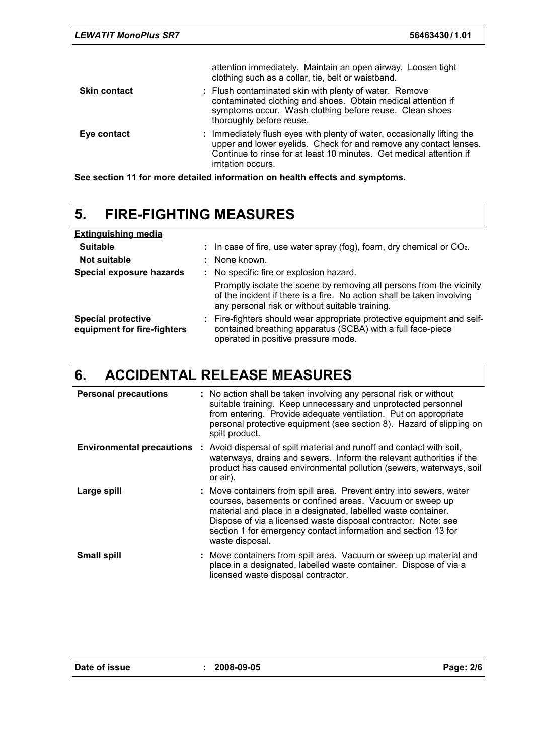attention immediately. Maintain an open airway. Loosen tight clothing such as a collar, tie, belt or waistband.

| | |
|---|---|
| **Skin contact** | : Flush contaminated skin with plenty of water. Remove contaminated clothing and shoes. Obtain medical attention if symptoms occur. Wash clothing before reuse. Clean shoes thoroughly before reuse. |
| **Eye contact** | : Immediately flush eyes with plenty of water, occasionally lifting the upper and lower eyelids. Check for and remove any contact lenses. Continue to rinse for at least 10 minutes. Get medical attention if irritation occurs. |

**See section 11 for more detailed information on health effects and symptoms.**

## 5. FIRE-FIGHTING MEASURES

**Extinguishing media**

| | |
|---|---|
| **Suitable** | : In case of fire, use water spray (fog), foam, dry chemical or $CO_2$. |
| **Not suitable** | : None known. |
| **Special exposure hazards** | : No specific fire or explosion hazard.<br>Promptly isolate the scene by removing all persons from the vicinity of the incident if there is a fire. No action shall be taken involving any personal risk or without suitable training. |
| **Special protective equipment for fire-fighters** | : Fire-fighters should wear appropriate protective equipment and self-contained breathing apparatus (SCBA) with a full face-piece operated in positive pressure mode. |

## 6. ACCIDENTAL RELEASE MEASURES

| | |
|---|---|
| **Personal precautions** | : No action shall be taken involving any personal risk or without suitable training. Keep unnecessary and unprotected personnel from entering. Provide adequate ventilation. Put on appropriate personal protective equipment (see section 8). Hazard of slipping on spilt product. |
| **Environmental precautions** | : Avoid dispersal of spilt material and runoff and contact with soil, waterways, drains and sewers. Inform the relevant authorities if the product has caused environmental pollution (sewers, waterways, soil or air). |
| **Large spill** | : Move containers from spill area. Prevent entry into sewers, water courses, basements or confined areas. Vacuum or sweep up material and place in a designated, labelled waste container. Dispose of via a licensed waste disposal contractor. Note: see section 1 for emergency contact information and section 13 for waste disposal. |
| **Small spill** | : Move containers from spill area. Vacuum or sweep up material and place in a designated, labelled waste container. Dispose of via a licensed waste disposal contractor. |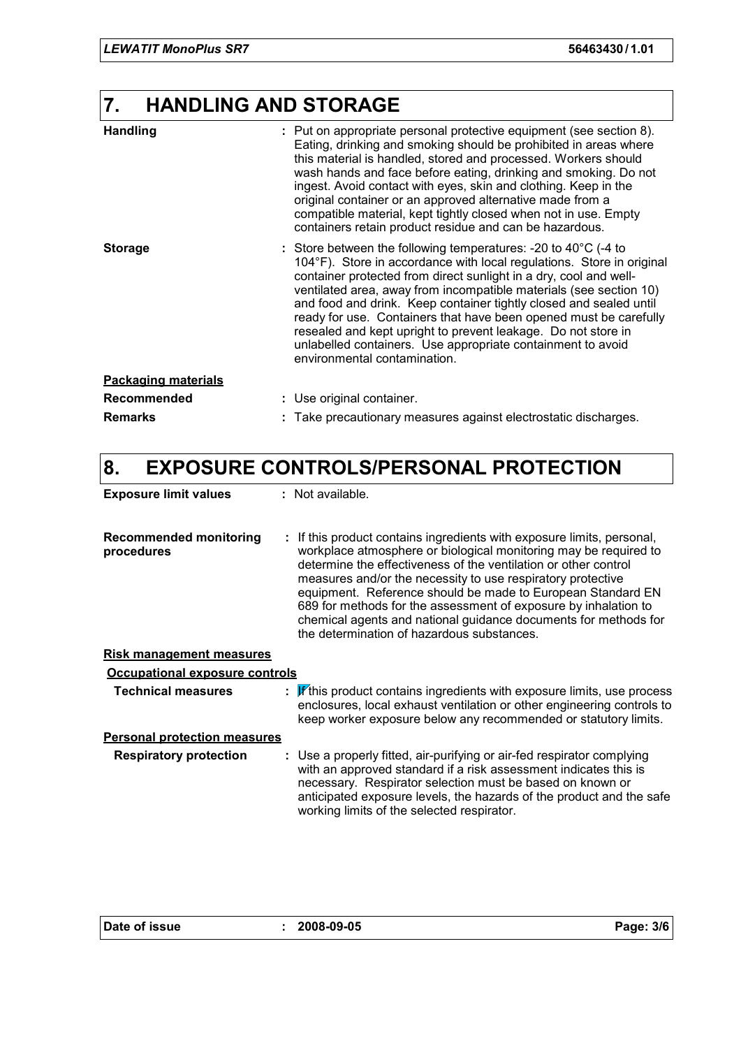## 7. HANDLING AND STORAGE

**Handling** : Put on appropriate personal protective equipment (see section 8). Eating, drinking and smoking should be prohibited in areas where this material is handled, stored and processed. Workers should wash hands and face before eating, drinking and smoking. Do not ingest. Avoid contact with eyes, skin and clothing. Keep in the original container or an approved alternative made from a compatible material, kept tightly closed when not in use. Empty containers retain product residue and can be hazardous.

**Storage** : Store between the following temperatures: -20 to 40°C (-4 to 104°F). Store in accordance with local regulations. Store in original container protected from direct sunlight in a dry, cool and well-ventilated area, away from incompatible materials (see section 10) and food and drink. Keep container tightly closed and sealed until ready for use. Containers that have been opened must be carefully resealed and kept upright to prevent leakage. Do not store in unlabelled containers. Use appropriate containment to avoid environmental contamination.

**Packaging materials**

**Recommended** : Use original container.

**Remarks** : Take precautionary measures against electrostatic discharges.

## 8. EXPOSURE CONTROLS/PERSONAL PROTECTION

**Exposure limit values** : Not available.

**Recommended monitoring procedures** : If this product contains ingredients with exposure limits, personal, workplace atmosphere or biological monitoring may be required to determine the effectiveness of the ventilation or other control measures and/or the necessity to use respiratory protective equipment. Reference should be made to European Standard EN 689 for methods for the assessment of exposure by inhalation to chemical agents and national guidance documents for methods for the determination of hazardous substances.

**Risk management measures**

**Occupational exposure controls**

**Technical measures** : If this product contains ingredients with exposure limits, use process enclosures, local exhaust ventilation or other engineering controls to keep worker exposure below any recommended or statutory limits.

**Personal protection measures**

**Respiratory protection** : Use a properly fitted, air-purifying or air-fed respirator complying with an approved standard if a risk assessment indicates this is necessary. Respirator selection must be based on known or anticipated exposure levels, the hazards of the product and the safe working limits of the selected respirator.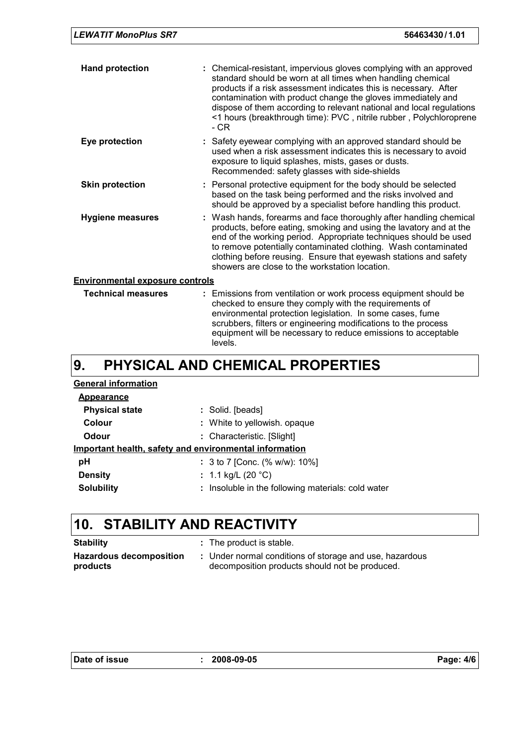**Hand protection** : Chemical-resistant, impervious gloves complying with an approved standard should be worn at all times when handling chemical products if a risk assessment indicates this is necessary. After contamination with product change the gloves immediately and dispose of them according to relevant national and local regulations <1 hours (breakthrough time): PVC , nitrile rubber , Polychloroprene - CR

**Eye protection** : Safety eyewear complying with an approved standard should be used when a risk assessment indicates this is necessary to avoid exposure to liquid splashes, mists, gases or dusts. Recommended: safety glasses with side-shields

**Skin protection** : Personal protective equipment for the body should be selected based on the task being performed and the risks involved and should be approved by a specialist before handling this product.

**Hygiene measures** : Wash hands, forearms and face thoroughly after handling chemical products, before eating, smoking and using the lavatory and at the end of the working period. Appropriate techniques should be used to remove potentially contaminated clothing. Wash contaminated clothing before reusing. Ensure that eyewash stations and safety showers are close to the workstation location.

**Environmental exposure controls**

**Technical measures** : Emissions from ventilation or work process equipment should be checked to ensure they comply with the requirements of environmental protection legislation. In some cases, fume scrubbers, filters or engineering modifications to the process equipment will be necessary to reduce emissions to acceptable levels.

# 9. PHYSICAL AND CHEMICAL PROPERTIES

**General information**

**Appearance**

**Physical state** : Solid. [beads]

**Colour** : White to yellowish. opaque

**Odour** : Characteristic. [Slight]

**Important health, safety and environmental information**

**pH** : 3 to 7 [Conc. (% w/w): 10%]

**Density** : 1.1 kg/L (20 °C)

**Solubility** : Insoluble in the following materials: cold water

# 10. STABILITY AND REACTIVITY

**Stability** : The product is stable.

**Hazardous decomposition products** : Under normal conditions of storage and use, hazardous decomposition products should not be produced.

**Date of issue** : 2008-09-05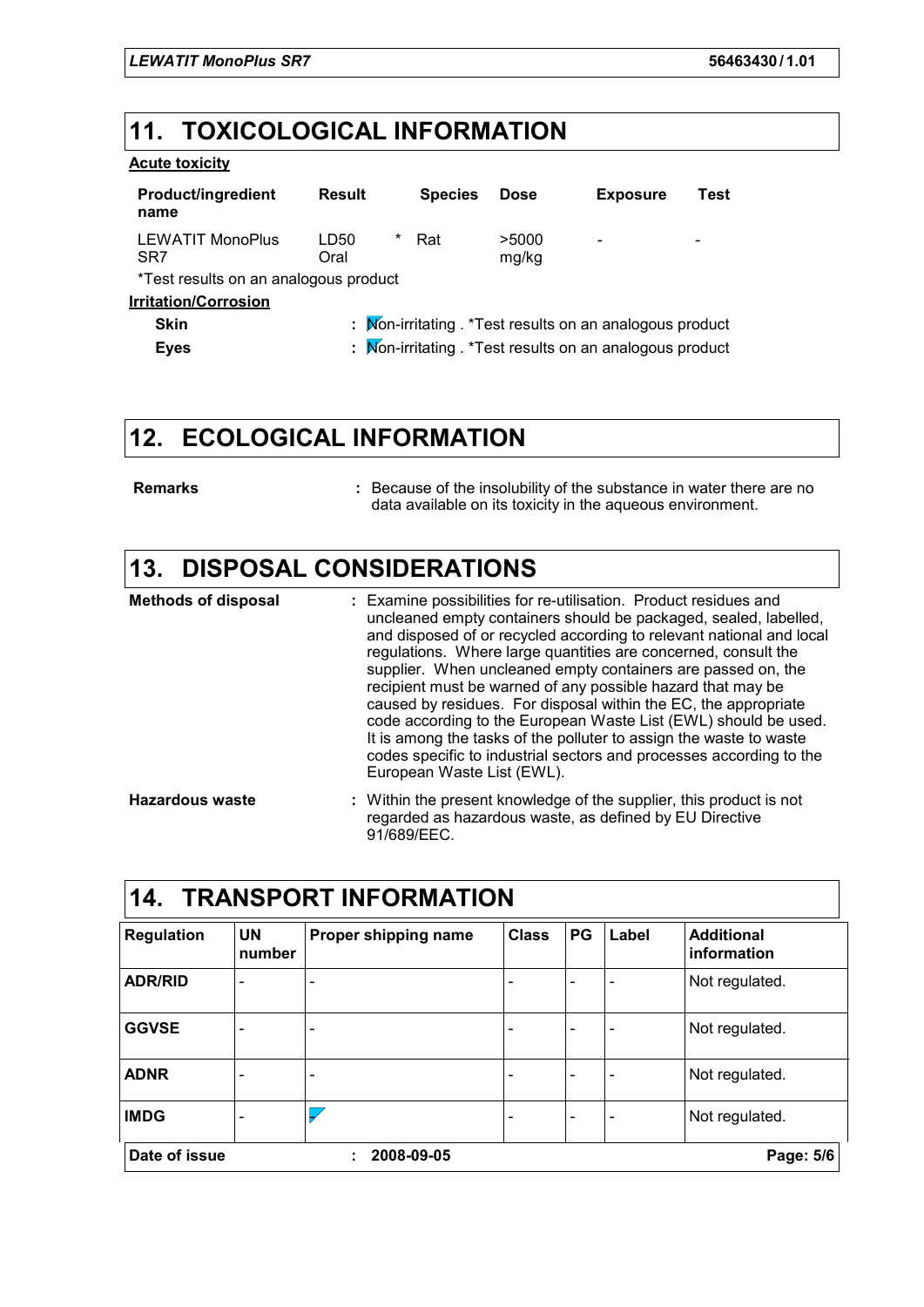## 11. TOXICOLOGICAL INFORMATION

**Acute toxicity**

| Product/ingredient name | Result | | Species | Dose | Exposure | Test |
|---|---|---|---|---|---|---|
| LEWATIT MonoPlus SR7 | LD50 Oral | * | Rat | >5000 mg/kg | - | - |

*Test results on an analogous product

**Irritation/Corrosion**

**Skin** : Non-irritating . *Test results on an analogous product

**Eyes** : Non-irritating . *Test results on an analogous product

## 12. ECOLOGICAL INFORMATION

**Remarks** : Because of the insolubility of the substance in water there are no data available on its toxicity in the aqueous environment.

## 13. DISPOSAL CONSIDERATIONS

**Methods of disposal** : Examine possibilities for re-utilisation. Product residues and uncleaned empty containers should be packaged, sealed, labelled, and disposed of or recycled according to relevant national and local regulations. Where large quantities are concerned, consult the supplier. When uncleaned empty containers are passed on, the recipient must be warned of any possible hazard that may be caused by residues. For disposal within the EC, the appropriate code according to the European Waste List (EWL) should be used. It is among the tasks of the polluter to assign the waste to waste codes specific to industrial sectors and processes according to the European Waste List (EWL).

**Hazardous waste** : Within the present knowledge of the supplier, this product is not regarded as hazardous waste, as defined by EU Directive 91/689/EEC.

## 14. TRANSPORT INFORMATION

| Regulation | UN number | Proper shipping name | Class | PG | Label | Additional information |
|---|---|---|---|---|---|---|
| ADR/RID | - | - | - | - | - | Not regulated. |
| GGVSE | - | - | - | - | - | Not regulated. |
| ADNR | - | - | - | - | - | Not regulated. |
| IMDG | - | - | - | - | - | Not regulated. |

**Date of issue** : **2008-09-05**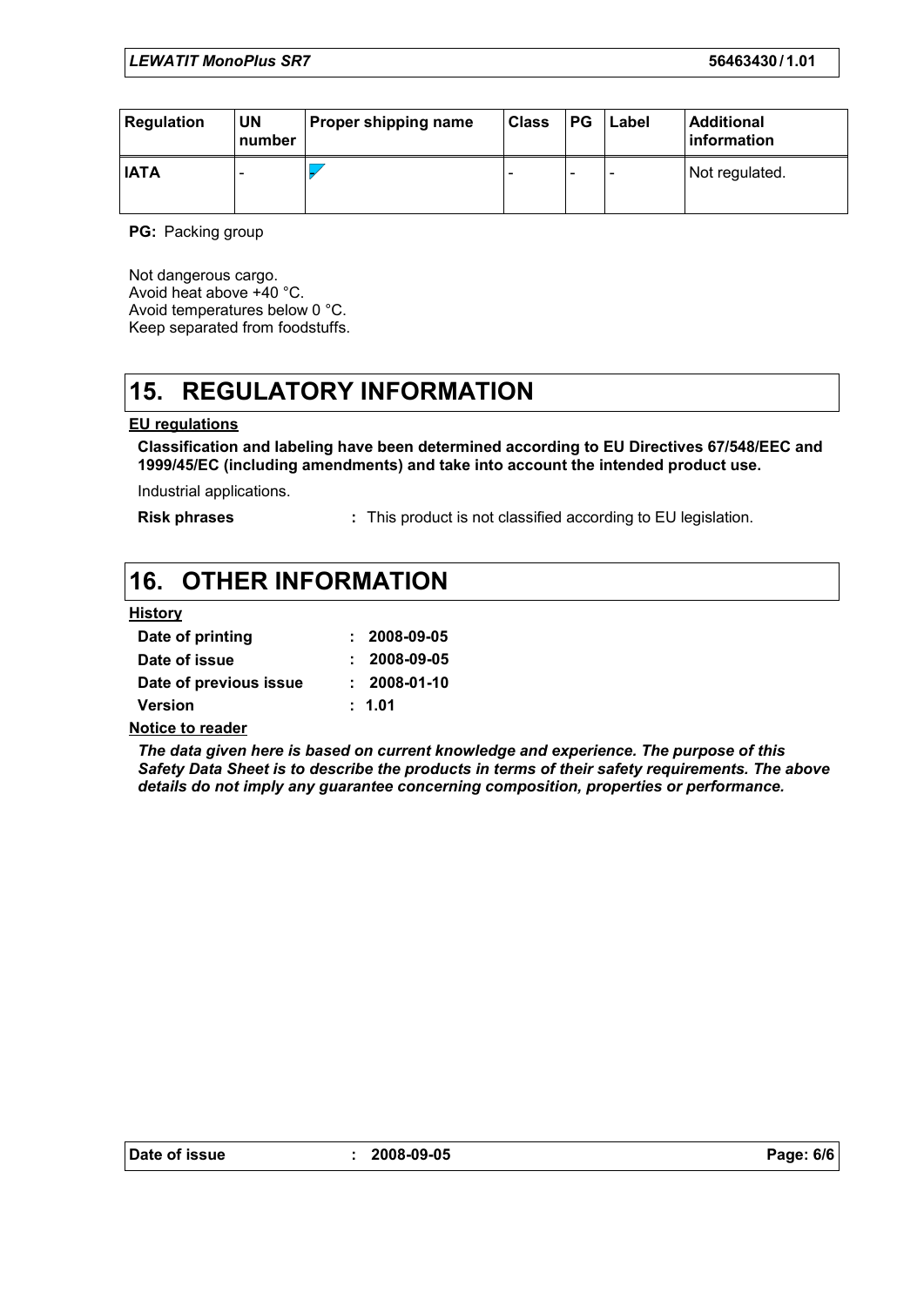| Regulation | UN number | Proper shipping name | Class | PG | Label | Additional information |
| --- | --- | --- | --- | --- | --- | --- |
| IATA | - | | - | - | - | Not regulated. |

**PG:** Packing group

Not dangerous cargo.
Avoid heat above +40 °C.
Avoid temperatures below 0 °C.
Keep separated from foodstuffs.

# 15. REGULATORY INFORMATION

**EU regulations**

**Classification and labeling have been determined according to EU Directives 67/548/EEC and 1999/45/EC (including amendments) and take into account the intended product use.**

Industrial applications.

**Risk phrases** : This product is not classified according to EU legislation.

# 16. OTHER INFORMATION

**History**

| | |
| --- | --- |
| **Date of printing** | **: 2008-09-05** |
| **Date of issue** | **: 2008-09-05** |
| **Date of previous issue** | **: 2008-01-10** |
| **Version** | **: 1.01** |

**Notice to reader**

***The data given here is based on current knowledge and experience. The purpose of this Safety Data Sheet is to describe the products in terms of their safety requirements. The above details do not imply any guarantee concerning composition, properties or performance.***